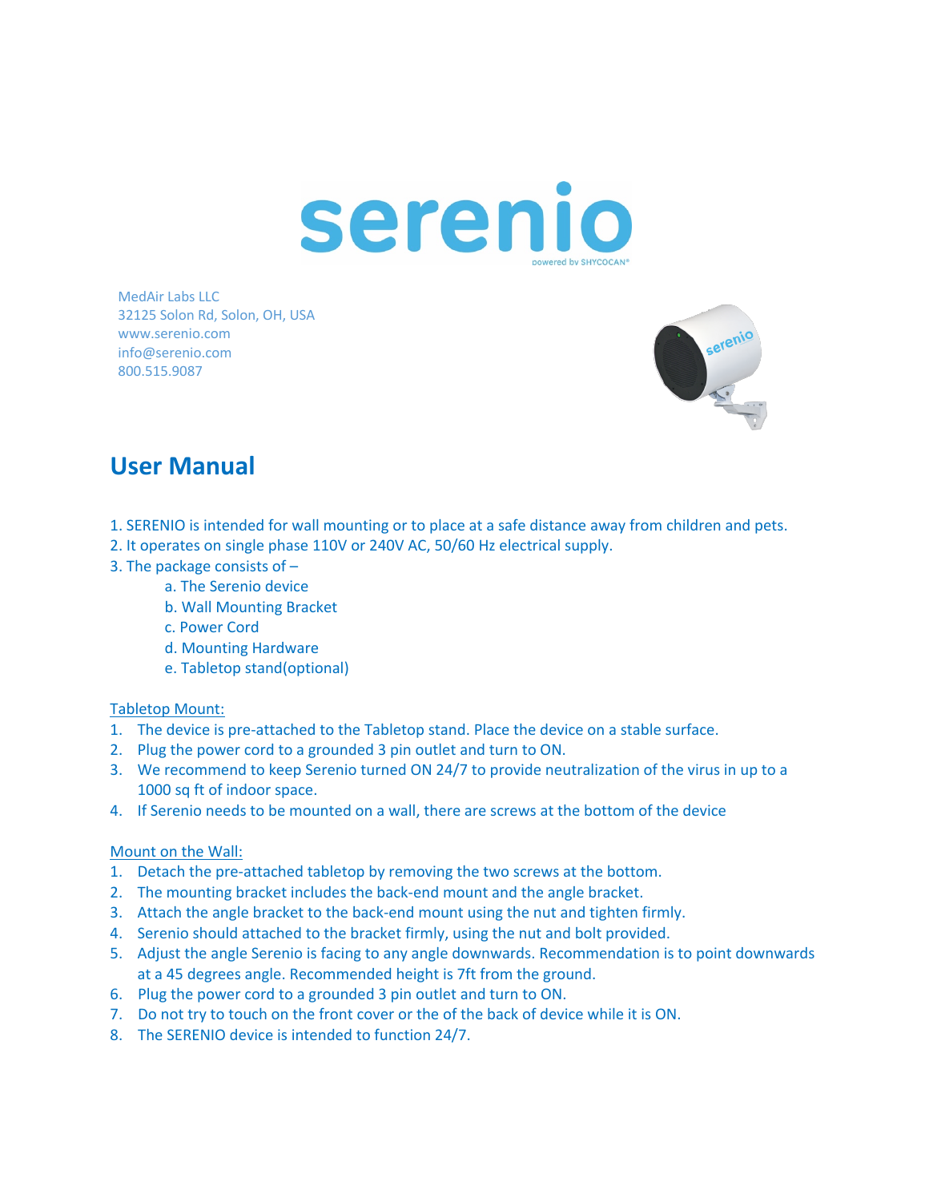# serenio

powered by SHYCOCAN®

MedAir Labs LLC
32125 Solon Rd, Solon, OH, USA
www.serenio.com
info@serenio.com
800.515.9087

## User Manual

1. SERENIO is intended for wall mounting or to place at a safe distance away from children and pets.
2. It operates on single phase 110V or 240V AC, 50/60 Hz electrical supply.
3. The package consists of –
   a. The Serenio device
   b. Wall Mounting Bracket
   c. Power Cord
   d. Mounting Hardware
   e. Tabletop stand(optional)

<u>Tabletop Mount:</u>

1. The device is pre-attached to the Tabletop stand. Place the device on a stable surface.
2. Plug the power cord to a grounded 3 pin outlet and turn to ON.
3. We recommend to keep Serenio turned ON 24/7 to provide neutralization of the virus in up to a 1000 sq ft of indoor space.
4. If Serenio needs to be mounted on a wall, there are screws at the bottom of the device

<u>Mount on the Wall:</u>

1. Detach the pre-attached tabletop by removing the two screws at the bottom.
2. The mounting bracket includes the back-end mount and the angle bracket.
3. Attach the angle bracket to the back-end mount using the nut and tighten firmly.
4. Serenio should attached to the bracket firmly, using the nut and bolt provided.
5. Adjust the angle Serenio is facing to any angle downwards. Recommendation is to point downwards at a 45 degrees angle. Recommended height is 7ft from the ground.
6. Plug the power cord to a grounded 3 pin outlet and turn to ON.
7. Do not try to touch on the front cover or the of the back of device while it is ON.
8. The SERENIO device is intended to function 24/7.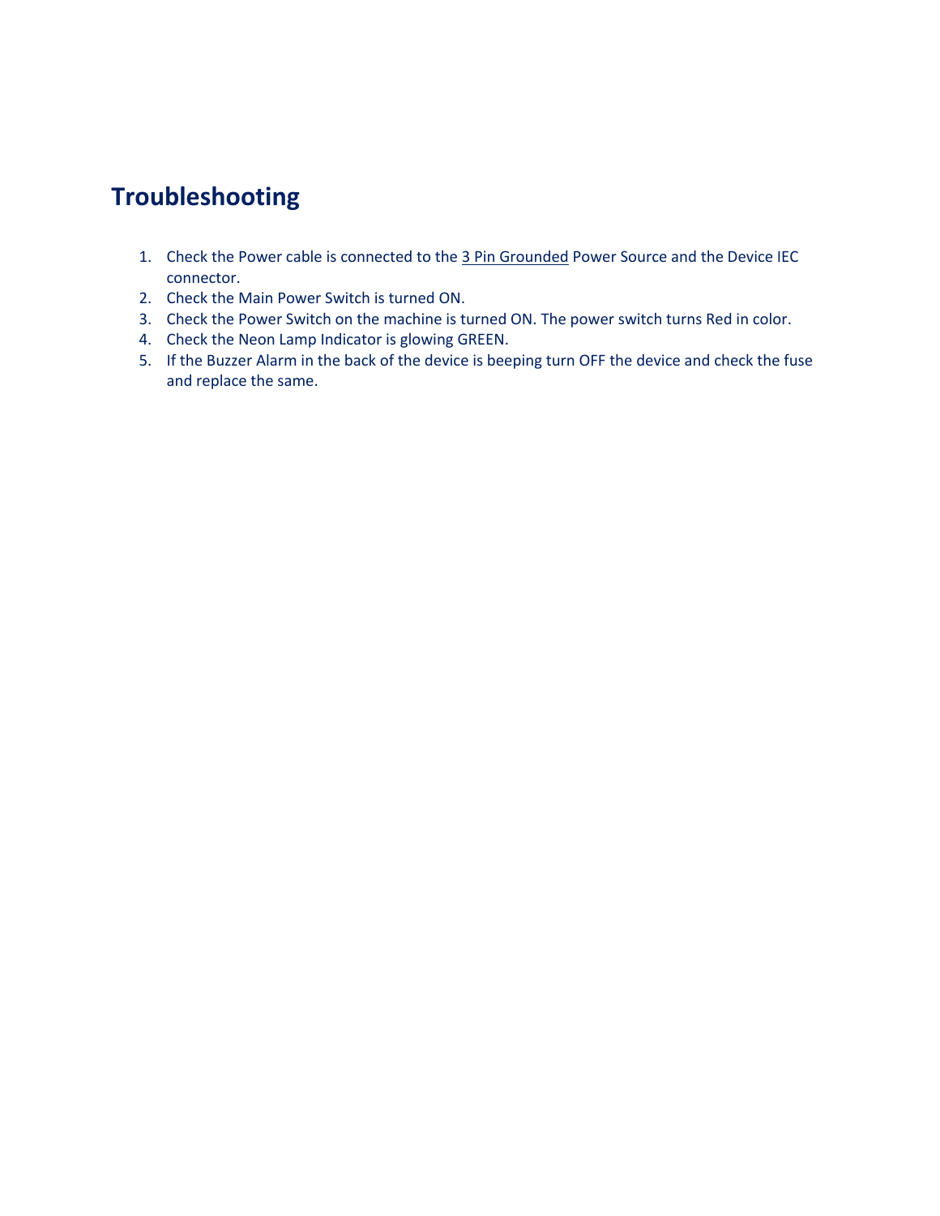## Troubleshooting

1. Check the Power cable is connected to the <u>3 Pin Grounded</u> Power Source and the Device IEC connector.
2. Check the Main Power Switch is turned ON.
3. Check the Power Switch on the machine is turned ON. The power switch turns Red in color.
4. Check the Neon Lamp Indicator is glowing GREEN.
5. If the Buzzer Alarm in the back of the device is beeping turn OFF the device and check the fuse and replace the same.